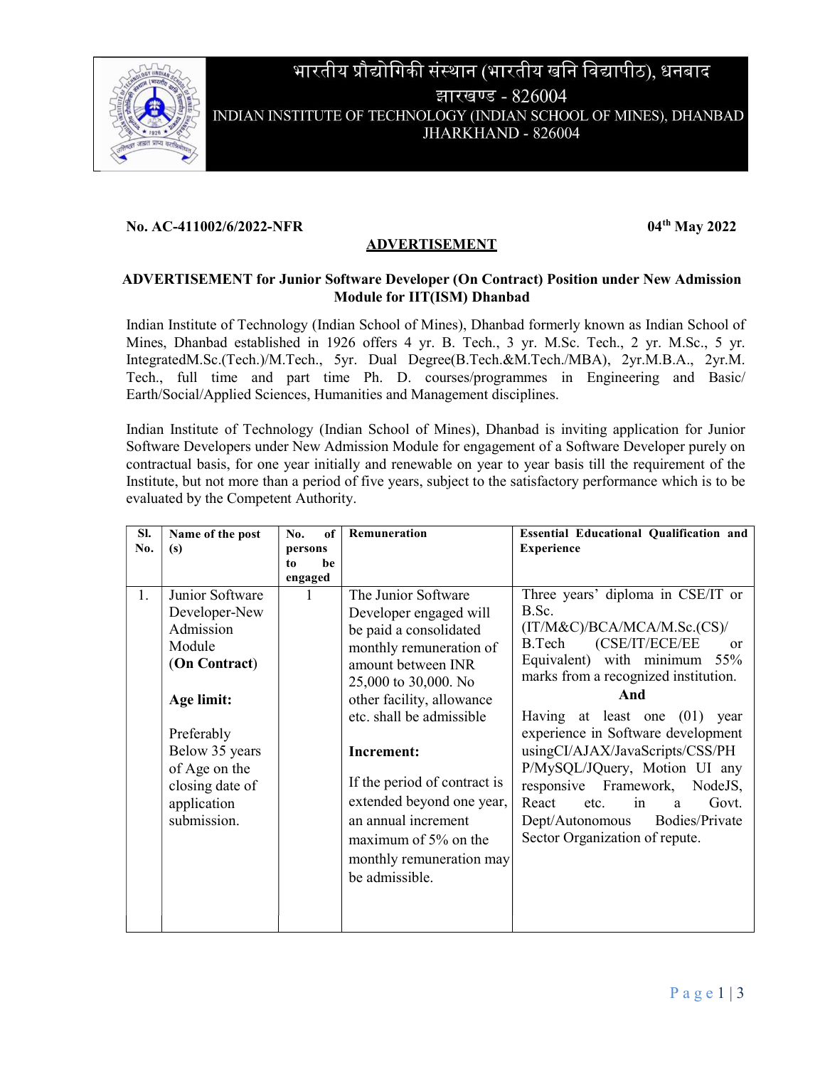# भारतीय प्रौद्योगिकी संस्थान (भारतीय खनि विद्यापीठ), धनबाद
# झारखण्ड - 826004
# INDIAN INSTITUTE OF TECHNOLOGY (INDIAN SCHOOL OF MINES), DHANBAD
# JHARKHAND - 826004

**No. AC-411002/6/2022-NFR** **04th May 2022**

## ADVERTISEMENT

**ADVERTISEMENT for Junior Software Developer (On Contract) Position under New Admission Module for IIT(ISM) Dhanbad**

Indian Institute of Technology (Indian School of Mines), Dhanbad formerly known as Indian School of Mines, Dhanbad established in 1926 offers 4 yr. B. Tech., 3 yr. M.Sc. Tech., 2 yr. M.Sc., 5 yr. IntegratedM.Sc.(Tech.)/M.Tech., 5yr. Dual Degree(B.Tech.&M.Tech./MBA), 2yr.M.B.A., 2yr.M. Tech., full time and part time Ph. D. courses/programmes in Engineering and Basic/ Earth/Social/Applied Sciences, Humanities and Management disciplines.

Indian Institute of Technology (Indian School of Mines), Dhanbad is inviting application for Junior Software Developers under New Admission Module for engagement of a Software Developer purely on contractual basis, for one year initially and renewable on year to year basis till the requirement of the Institute, but not more than a period of five years, subject to the satisfactory performance which is to be evaluated by the Competent Authority.

| Sl. No. | Name of the post (s) | No. of persons to be engaged | Remuneration | Essential Educational Qualification and Experience |
|---|---|---|---|---|
| 1. | Junior Software Developer-New Admission Module (**On Contract**)<br><br>**Age limit:**<br><br>Preferably Below 35 years of Age on the closing date of application submission. | 1 | The Junior Software Developer engaged will be paid a consolidated monthly remuneration of amount between INR 25,000 to 30,000. No other facility, allowance etc. shall be admissible<br><br>**Increment:**<br><br>If the period of contract is extended beyond one year, an annual increment maximum of 5% on the monthly remuneration may be admissible. | Three years' diploma in CSE/IT or B.Sc. (IT/M&C)/BCA/MCA/M.Sc.(CS)/ B.Tech (CSE/IT/ECE/EE or Equivalent) with minimum 55% marks from a recognized institution.<br>**And**<br>Having at least one (01) year experience in Software development usingCI/AJAX/JavaScripts/CSS/PHP/MySQL/JQuery, Motion UI any responsive Framework, NodeJS, React etc. in a Govt. Dept/Autonomous Bodies/Private Sector Organization of repute. |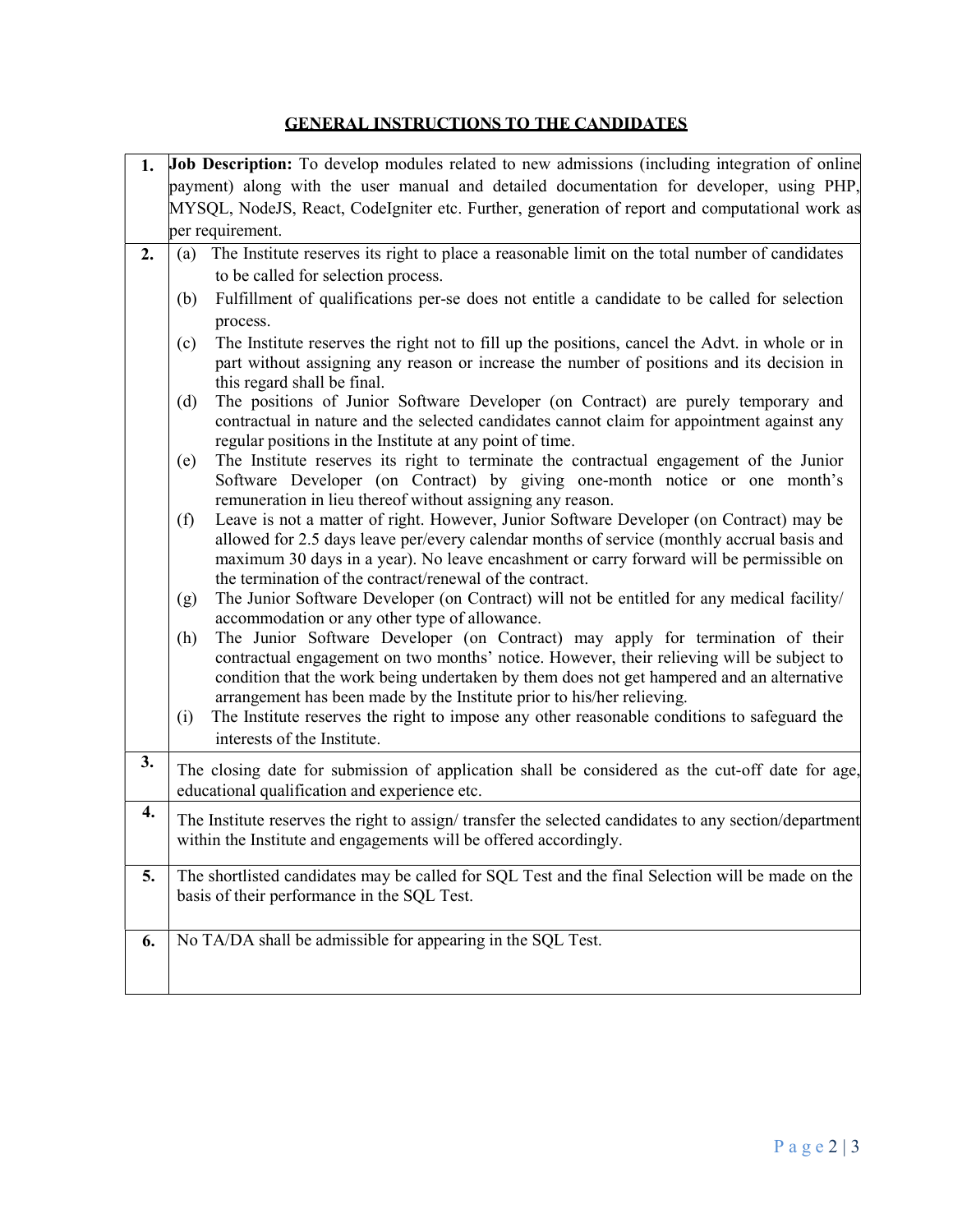## GENERAL INSTRUCTIONS TO THE CANDIDATES

| | |
|---|---|
| **1.** | **Job Description:** To develop modules related to new admissions (including integration of online payment) along with the user manual and detailed documentation for developer, using PHP, MYSQL, NodeJS, React, CodeIgniter etc. Further, generation of report and computational work as per requirement. |
| **2.** | (a) The Institute reserves its right to place a reasonable limit on the total number of candidates to be called for selection process.<br>(b) Fulfillment of qualifications per-se does not entitle a candidate to be called for selection process.<br>(c) The Institute reserves the right not to fill up the positions, cancel the Advt. in whole or in part without assigning any reason or increase the number of positions and its decision in this regard shall be final.<br>(d) The positions of Junior Software Developer (on Contract) are purely temporary and contractual in nature and the selected candidates cannot claim for appointment against any regular positions in the Institute at any point of time.<br>(e) The Institute reserves its right to terminate the contractual engagement of the Junior Software Developer (on Contract) by giving one-month notice or one month's remuneration in lieu thereof without assigning any reason.<br>(f) Leave is not a matter of right. However, Junior Software Developer (on Contract) may be allowed for 2.5 days leave per/every calendar months of service (monthly accrual basis and maximum 30 days in a year). No leave encashment or carry forward will be permissible on the termination of the contract/renewal of the contract.<br>(g) The Junior Software Developer (on Contract) will not be entitled for any medical facility/ accommodation or any other type of allowance.<br>(h) The Junior Software Developer (on Contract) may apply for termination of their contractual engagement on two months' notice. However, their relieving will be subject to condition that the work being undertaken by them does not get hampered and an alternative arrangement has been made by the Institute prior to his/her relieving.<br>(i) The Institute reserves the right to impose any other reasonable conditions to safeguard the interests of the Institute. |
| **3.** | The closing date for submission of application shall be considered as the cut-off date for age, educational qualification and experience etc. |
| **4.** | The Institute reserves the right to assign/ transfer the selected candidates to any section/department within the Institute and engagements will be offered accordingly. |
| **5.** | The shortlisted candidates may be called for SQL Test and the final Selection will be made on the basis of their performance in the SQL Test. |
| **6.** | No TA/DA shall be admissible for appearing in the SQL Test. |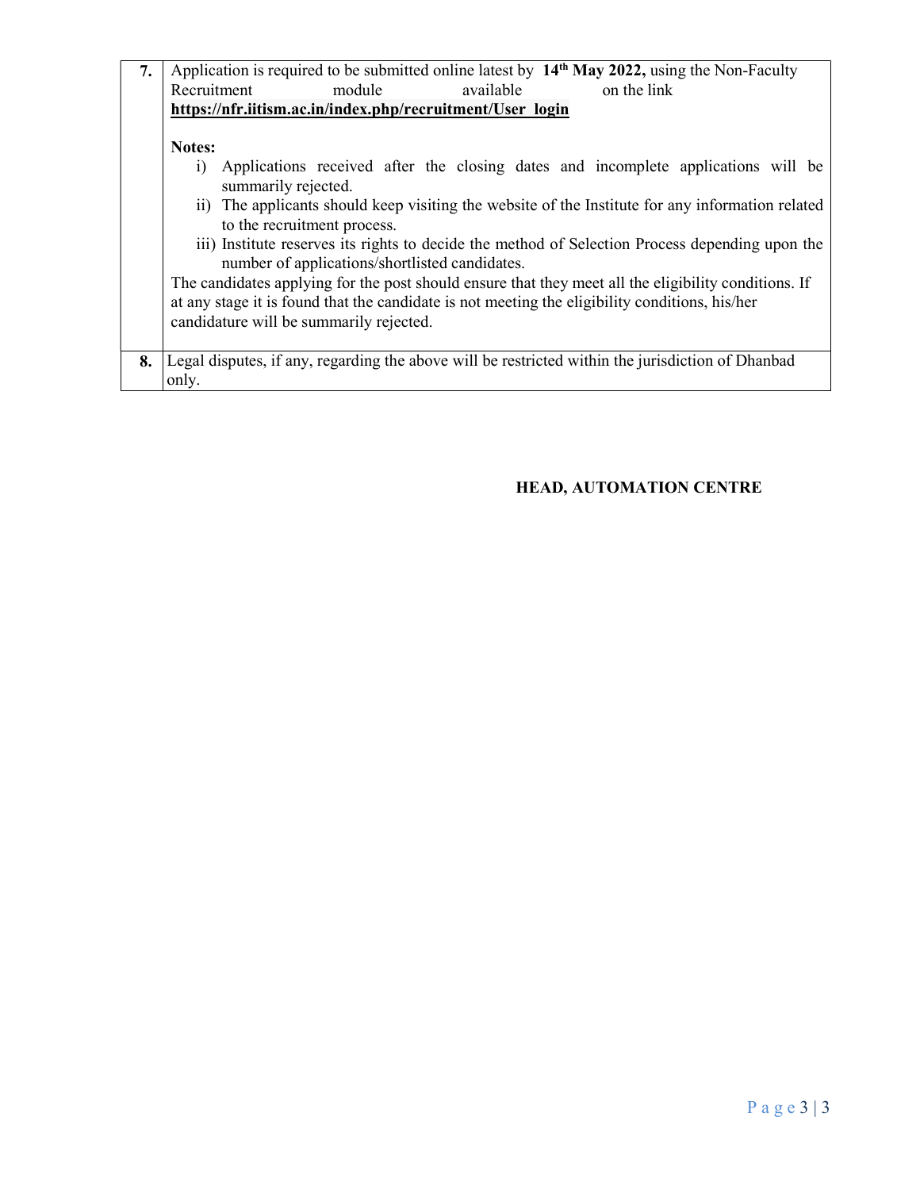| | |
|---|---|
| **7.** | Application is required to be submitted online latest by **14th May 2022,** using the Non-Faculty Recruitment module available on the link **https://nfr.iitism.ac.in/index.php/recruitment/User_login**<br><br>**Notes:**<br>i) Applications received after the closing dates and incomplete applications will be summarily rejected.<br>ii) The applicants should keep visiting the website of the Institute for any information related to the recruitment process.<br>iii) Institute reserves its rights to decide the method of Selection Process depending upon the number of applications/shortlisted candidates.<br>The candidates applying for the post should ensure that they meet all the eligibility conditions. If at any stage it is found that the candidate is not meeting the eligibility conditions, his/her candidature will be summarily rejected. |
| **8.** | Legal disputes, if any, regarding the above will be restricted within the jurisdiction of Dhanbad only. |

**HEAD, AUTOMATION CENTRE**